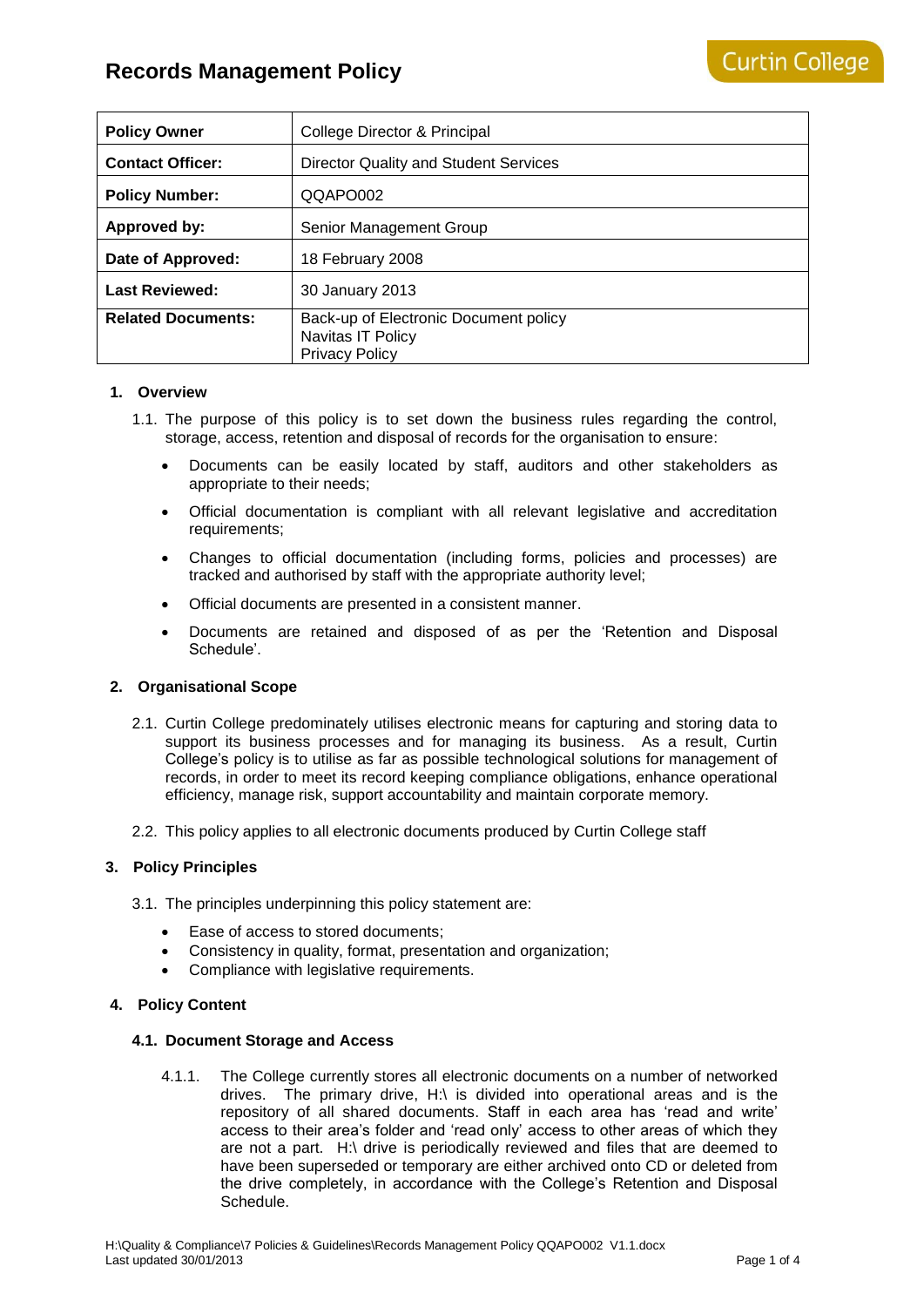# Records Management Policy

Curtin College

| Policy Owner | College Director & Principal |
|---|---|
| **Contact Officer:** | Director Quality and Student Services |
| **Policy Number:** | QQAPO002 |
| **Approved by:** | Senior Management Group |
| **Date of Approved:** | 18 February 2008 |
| **Last Reviewed:** | 30 January 2013 |
| **Related Documents:** | Back-up of Electronic Document policy<br>Navitas IT Policy<br>Privacy Policy |

## 1. Overview

1.1. The purpose of this policy is to set down the business rules regarding the control, storage, access, retention and disposal of records for the organisation to ensure:

- Documents can be easily located by staff, auditors and other stakeholders as appropriate to their needs;
- Official documentation is compliant with all relevant legislative and accreditation requirements;
- Changes to official documentation (including forms, policies and processes) are tracked and authorised by staff with the appropriate authority level;
- Official documents are presented in a consistent manner.
- Documents are retained and disposed of as per the 'Retention and Disposal Schedule'.

## 2. Organisational Scope

2.1. Curtin College predominately utilises electronic means for capturing and storing data to support its business processes and for managing its business. As a result, Curtin College's policy is to utilise as far as possible technological solutions for management of records, in order to meet its record keeping compliance obligations, enhance operational efficiency, manage risk, support accountability and maintain corporate memory.

2.2. This policy applies to all electronic documents produced by Curtin College staff

## 3. Policy Principles

3.1. The principles underpinning this policy statement are:

- Ease of access to stored documents;
- Consistency in quality, format, presentation and organization;
- Compliance with legislative requirements.

## 4. Policy Content

### 4.1. Document Storage and Access

4.1.1. The College currently stores all electronic documents on a number of networked drives. The primary drive, H:\ is divided into operational areas and is the repository of all shared documents. Staff in each area has 'read and write' access to their area's folder and 'read only' access to other areas of which they are not a part. H:\ drive is periodically reviewed and files that are deemed to have been superseded or temporary are either archived onto CD or deleted from the drive completely, in accordance with the College's Retention and Disposal Schedule.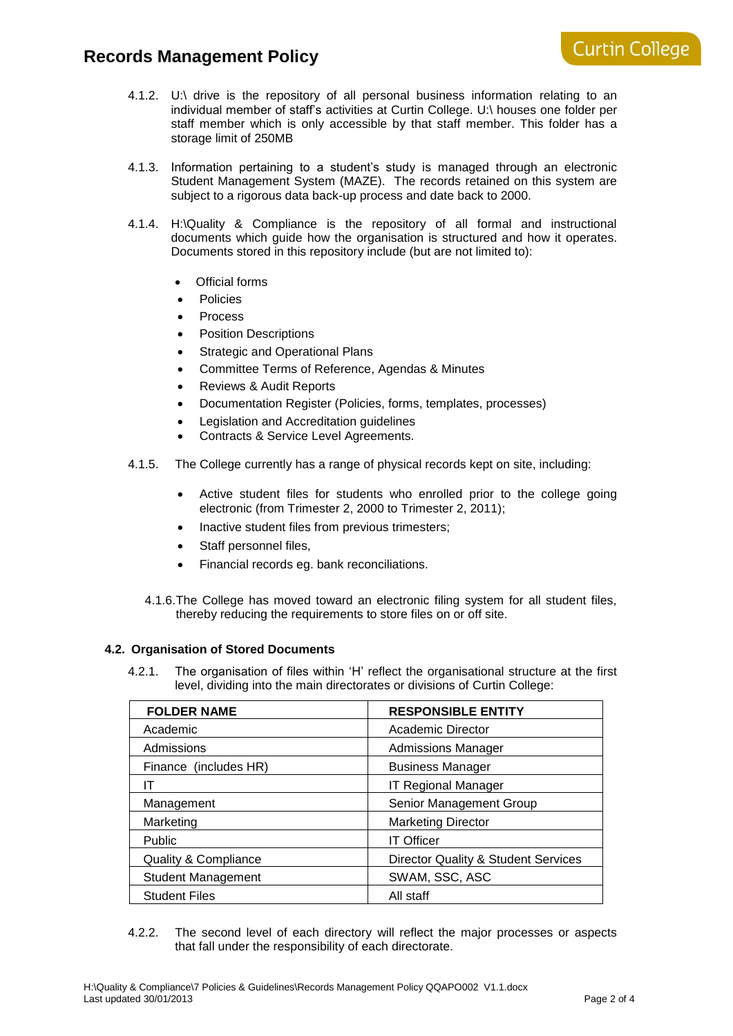4.1.2. U:\ drive is the repository of all personal business information relating to an individual member of staff's activities at Curtin College. U:\ houses one folder per staff member which is only accessible by that staff member. This folder has a storage limit of 250MB

4.1.3. Information pertaining to a student's study is managed through an electronic Student Management System (MAZE). The records retained on this system are subject to a rigorous data back-up process and date back to 2000.

4.1.4. H:\Quality & Compliance is the repository of all formal and instructional documents which guide how the organisation is structured and how it operates. Documents stored in this repository include (but are not limited to):

- Official forms
- Policies
- Process
- Position Descriptions
- Strategic and Operational Plans
- Committee Terms of Reference, Agendas & Minutes
- Reviews & Audit Reports
- Documentation Register (Policies, forms, templates, processes)
- Legislation and Accreditation guidelines
- Contracts & Service Level Agreements.

4.1.5. The College currently has a range of physical records kept on site, including:

- Active student files for students who enrolled prior to the college going electronic (from Trimester 2, 2000 to Trimester 2, 2011);
- Inactive student files from previous trimesters;
- Staff personnel files,
- Financial records eg. bank reconciliations.

4.1.6. The College has moved toward an electronic filing system for all student files, thereby reducing the requirements to store files on or off site.

#### 4.2. Organisation of Stored Documents

4.2.1. The organisation of files within 'H' reflect the organisational structure at the first level, dividing into the main directorates or divisions of Curtin College:

| FOLDER NAME | RESPONSIBLE ENTITY |
|---|---|
| Academic | Academic Director |
| Admissions | Admissions Manager |
| Finance (includes HR) | Business Manager |
| IT | IT Regional Manager |
| Management | Senior Management Group |
| Marketing | Marketing Director |
| Public | IT Officer |
| Quality & Compliance | Director Quality & Student Services |
| Student Management | SWAM, SSC, ASC |
| Student Files | All staff |

4.2.2. The second level of each directory will reflect the major processes or aspects that fall under the responsibility of each directorate.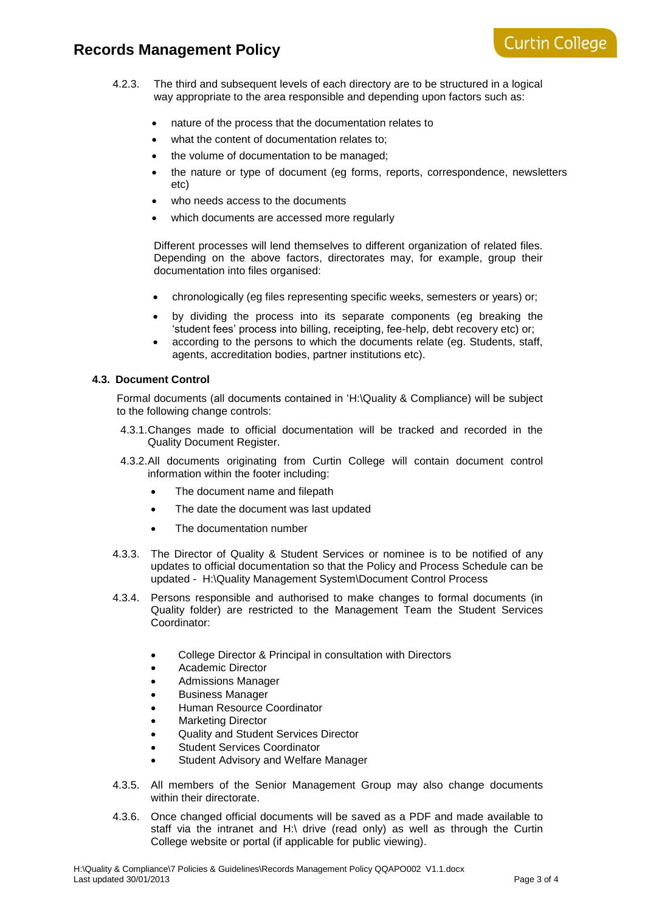4.2.3. The third and subsequent levels of each directory are to be structured in a logical way appropriate to the area responsible and depending upon factors such as:

- nature of the process that the documentation relates to
- what the content of documentation relates to;
- the volume of documentation to be managed;
- the nature or type of document (eg forms, reports, correspondence, newsletters etc)
- who needs access to the documents
- which documents are accessed more regularly

Different processes will lend themselves to different organization of related files. Depending on the above factors, directorates may, for example, group their documentation into files organised:

- chronologically (eg files representing specific weeks, semesters or years) or;
- by dividing the process into its separate components (eg breaking the 'student fees' process into billing, receipting, fee-help, debt recovery etc) or;
- according to the persons to which the documents relate (eg. Students, staff, agents, accreditation bodies, partner institutions etc).

### 4.3. Document Control

Formal documents (all documents contained in 'H:\Quality & Compliance) will be subject to the following change controls:

4.3.1. Changes made to official documentation will be tracked and recorded in the Quality Document Register.

4.3.2. All documents originating from Curtin College will contain document control information within the footer including:

- The document name and filepath
- The date the document was last updated
- The documentation number

4.3.3. The Director of Quality & Student Services or nominee is to be notified of any updates to official documentation so that the Policy and Process Schedule can be updated - H:\Quality Management System\Document Control Process

4.3.4. Persons responsible and authorised to make changes to formal documents (in Quality folder) are restricted to the Management Team the Student Services Coordinator:

- College Director & Principal in consultation with Directors
- Academic Director
- Admissions Manager
- Business Manager
- Human Resource Coordinator
- Marketing Director
- Quality and Student Services Director
- Student Services Coordinator
- Student Advisory and Welfare Manager

4.3.5. All members of the Senior Management Group may also change documents within their directorate.

4.3.6. Once changed official documents will be saved as a PDF and made available to staff via the intranet and H:\ drive (read only) as well as through the Curtin College website or portal (if applicable for public viewing).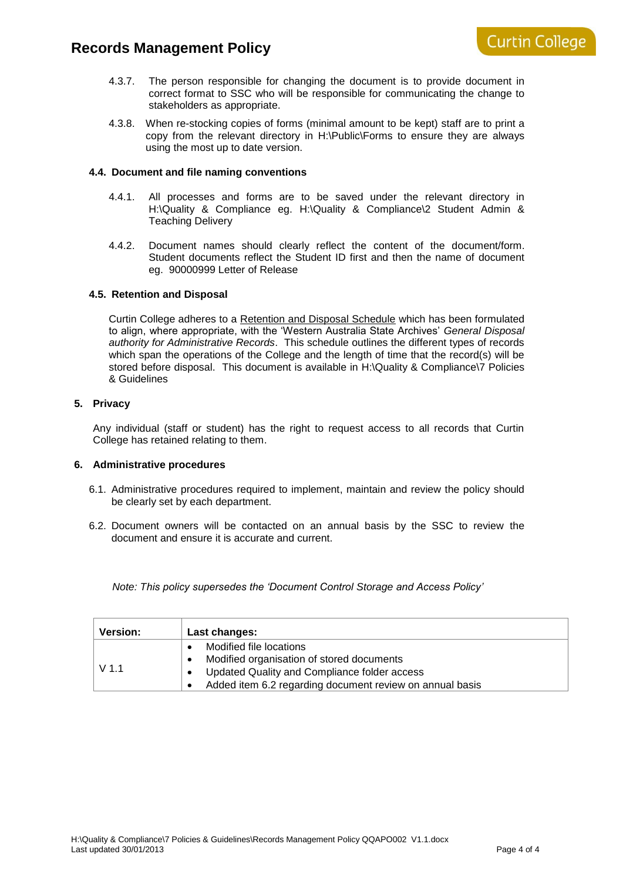4.3.7. The person responsible for changing the document is to provide document in correct format to SSC who will be responsible for communicating the change to stakeholders as appropriate.

4.3.8. When re-stocking copies of forms (minimal amount to be kept) staff are to print a copy from the relevant directory in H:\Public\Forms to ensure they are always using the most up to date version.

### 4.4. Document and file naming conventions

4.4.1. All processes and forms are to be saved under the relevant directory in H:\Quality & Compliance eg. H:\Quality & Compliance\2 Student Admin & Teaching Delivery

4.4.2. Document names should clearly reflect the content of the document/form. Student documents reflect the Student ID first and then the name of document eg. 90000999 Letter of Release

### 4.5. Retention and Disposal

Curtin College adheres to a Retention and Disposal Schedule which has been formulated to align, where appropriate, with the 'Western Australia State Archives' *General Disposal authority for Administrative Records*. This schedule outlines the different types of records which span the operations of the College and the length of time that the record(s) will be stored before disposal. This document is available in H:\Quality & Compliance\7 Policies & Guidelines

## 5. Privacy

Any individual (staff or student) has the right to request access to all records that Curtin College has retained relating to them.

## 6. Administrative procedures

6.1. Administrative procedures required to implement, maintain and review the policy should be clearly set by each department.

6.2. Document owners will be contacted on an annual basis by the SSC to review the document and ensure it is accurate and current.

*Note: This policy supersedes the 'Document Control Storage and Access Policy'*

| Version: | Last changes: |
|---|---|
| V 1.1 | • Modified file locations<br>• Modified organisation of stored documents<br>• Updated Quality and Compliance folder access<br>• Added item 6.2 regarding document review on annual basis |

H:\Quality & Compliance\7 Policies & Guidelines\Records Management Policy QQAPO002 V1.1.docx
Last updated 30/01/2013